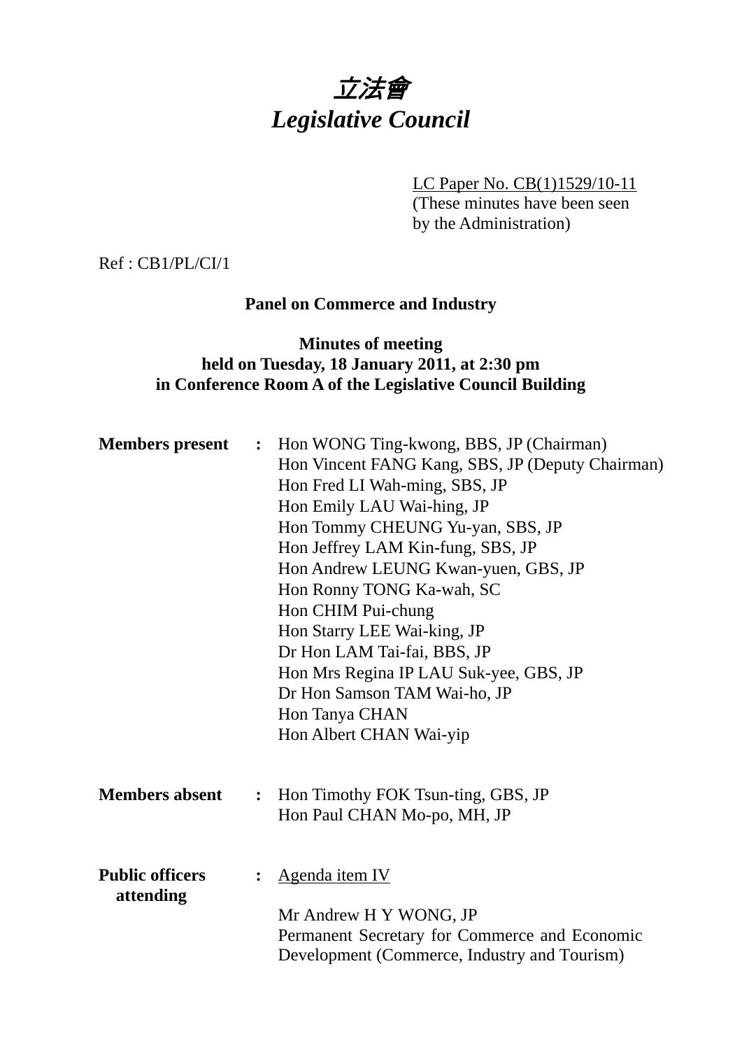# *立法會*
# *Legislative Council*

LC Paper No. CB(1)1529/10-11
(These minutes have been seen by the Administration)

Ref : CB1/PL/CI/1

**Panel on Commerce and Industry**

**Minutes of meeting**
**held on Tuesday, 18 January 2011, at 2:30 pm**
**in Conference Room A of the Legislative Council Building**

**Members present** :
Hon WONG Ting-kwong, BBS, JP (Chairman)
Hon Vincent FANG Kang, SBS, JP (Deputy Chairman)
Hon Fred LI Wah-ming, SBS, JP
Hon Emily LAU Wai-hing, JP
Hon Tommy CHEUNG Yu-yan, SBS, JP
Hon Jeffrey LAM Kin-fung, SBS, JP
Hon Andrew LEUNG Kwan-yuen, GBS, JP
Hon Ronny TONG Ka-wah, SC
Hon CHIM Pui-chung
Hon Starry LEE Wai-king, JP
Dr Hon LAM Tai-fai, BBS, JP
Hon Mrs Regina IP LAU Suk-yee, GBS, JP
Dr Hon Samson TAM Wai-ho, JP
Hon Tanya CHAN
Hon Albert CHAN Wai-yip

**Members absent** :
Hon Timothy FOK Tsun-ting, GBS, JP
Hon Paul CHAN Mo-po, MH, JP

**Public officers attending** :
Agenda item IV

Mr Andrew H Y WONG, JP
Permanent Secretary for Commerce and Economic Development (Commerce, Industry and Tourism)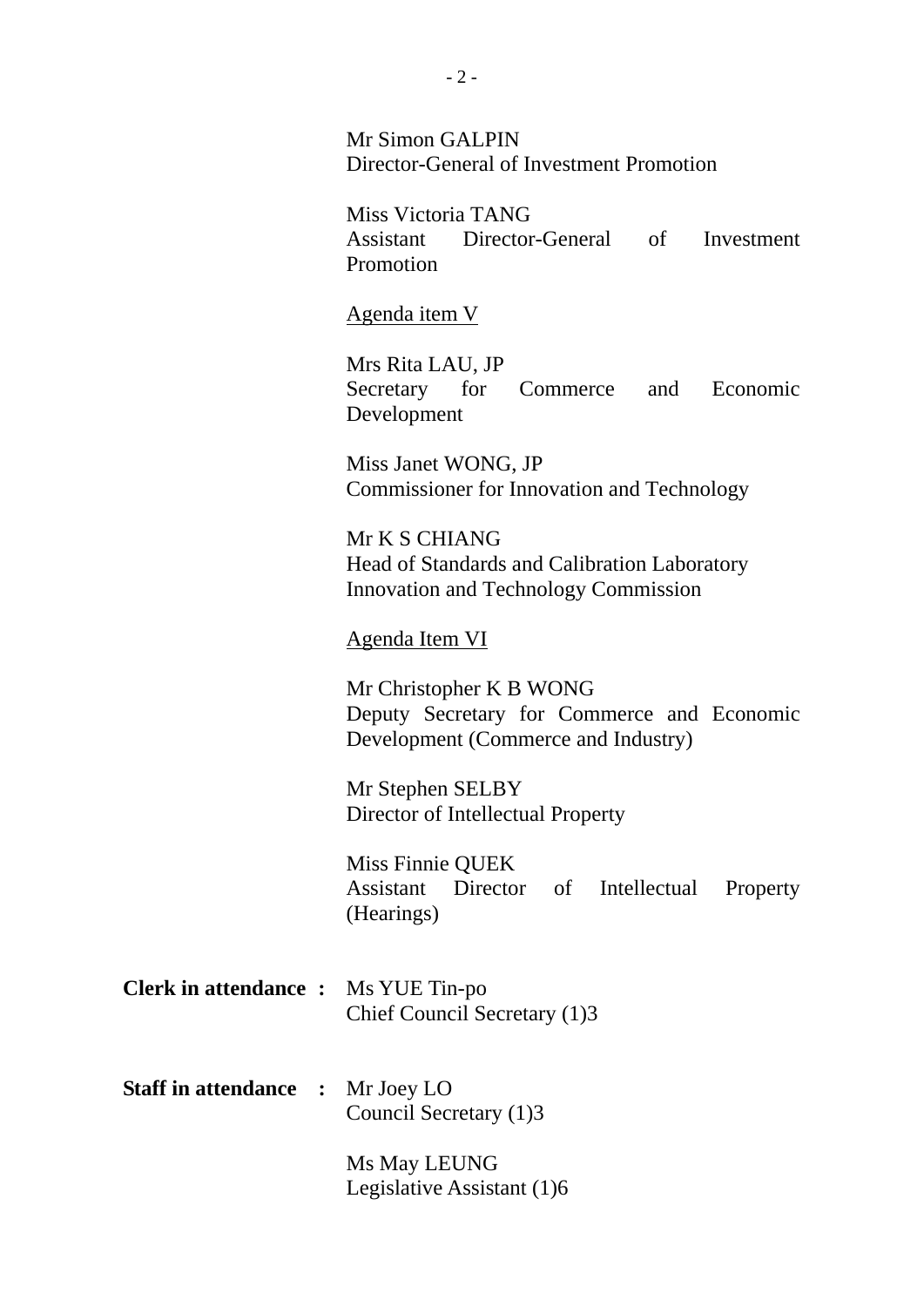Mr Simon GALPIN
Director-General of Investment Promotion

Miss Victoria TANG
Assistant Director-General of Investment Promotion

<u>Agenda item V</u>

Mrs Rita LAU, JP
Secretary for Commerce and Economic Development

Miss Janet WONG, JP
Commissioner for Innovation and Technology

Mr K S CHIANG
Head of Standards and Calibration Laboratory
Innovation and Technology Commission

<u>Agenda Item VI</u>

Mr Christopher K B WONG
Deputy Secretary for Commerce and Economic Development (Commerce and Industry)

Mr Stephen SELBY
Director of Intellectual Property

Miss Finnie QUEK
Assistant Director of Intellectual Property (Hearings)

**Clerk in attendance :** Ms YUE Tin-po
Chief Council Secretary (1)3

**Staff in attendance :** Mr Joey LO
Council Secretary (1)3

Ms May LEUNG
Legislative Assistant (1)6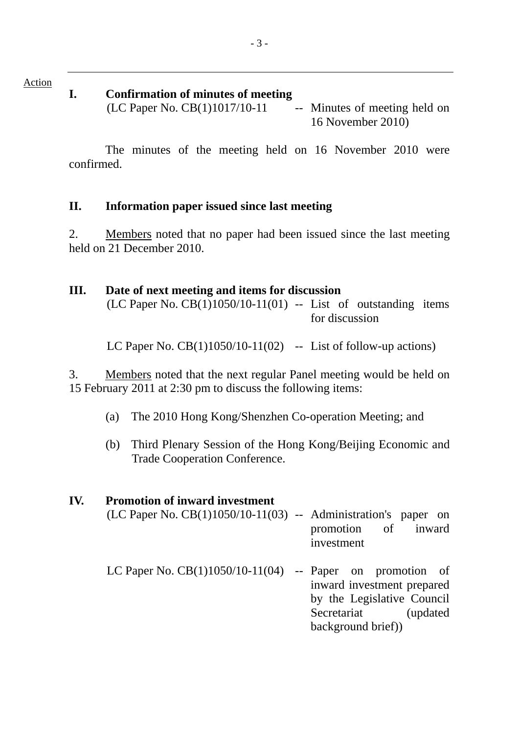Action

## I. Confirmation of minutes of meeting

(LC Paper No. CB(1)1017/10-11 -- Minutes of meeting held on 16 November 2010)

The minutes of the meeting held on 16 November 2010 were confirmed.

## II. Information paper issued since last meeting

2. Members noted that no paper had been issued since the last meeting held on 21 December 2010.

## III. Date of next meeting and items for discussion

(LC Paper No. CB(1)1050/10-11(01) -- List of outstanding items for discussion

LC Paper No. CB(1)1050/10-11(02) -- List of follow-up actions)

3. Members noted that the next regular Panel meeting would be held on 15 February 2011 at 2:30 pm to discuss the following items:

(a) The 2010 Hong Kong/Shenzhen Co-operation Meeting; and

(b) Third Plenary Session of the Hong Kong/Beijing Economic and Trade Cooperation Conference.

## IV. Promotion of inward investment

(LC Paper No. CB(1)1050/10-11(03) -- Administration's paper on promotion of inward investment

LC Paper No. CB(1)1050/10-11(04) -- Paper on promotion of inward investment prepared by the Legislative Council Secretariat (updated background brief))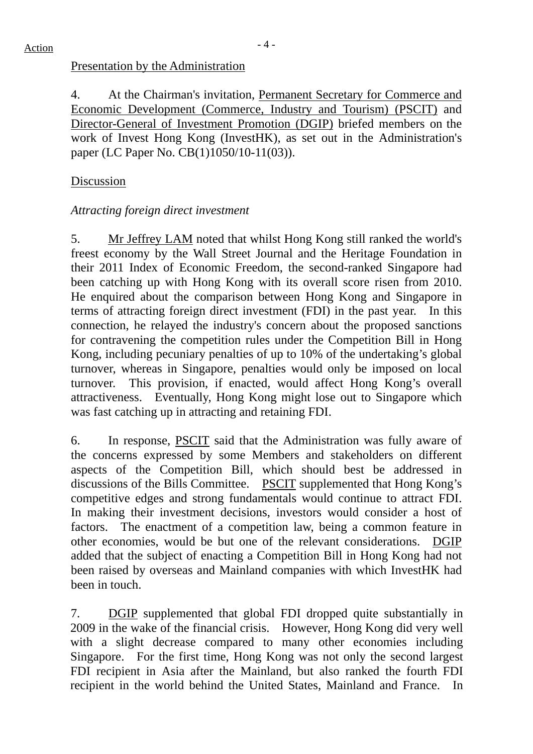Action

Presentation by the Administration

4. At the Chairman's invitation, Permanent Secretary for Commerce and Economic Development (Commerce, Industry and Tourism) (PSCIT) and Director-General of Investment Promotion (DGIP) briefed members on the work of Invest Hong Kong (InvestHK), as set out in the Administration's paper (LC Paper No. CB(1)1050/10-11(03)).

Discussion

*Attracting foreign direct investment*

5. Mr Jeffrey LAM noted that whilst Hong Kong still ranked the world's freest economy by the Wall Street Journal and the Heritage Foundation in their 2011 Index of Economic Freedom, the second-ranked Singapore had been catching up with Hong Kong with its overall score risen from 2010. He enquired about the comparison between Hong Kong and Singapore in terms of attracting foreign direct investment (FDI) in the past year. In this connection, he relayed the industry's concern about the proposed sanctions for contravening the competition rules under the Competition Bill in Hong Kong, including pecuniary penalties of up to 10% of the undertaking's global turnover, whereas in Singapore, penalties would only be imposed on local turnover. This provision, if enacted, would affect Hong Kong's overall attractiveness. Eventually, Hong Kong might lose out to Singapore which was fast catching up in attracting and retaining FDI.

6. In response, PSCIT said that the Administration was fully aware of the concerns expressed by some Members and stakeholders on different aspects of the Competition Bill, which should best be addressed in discussions of the Bills Committee. PSCIT supplemented that Hong Kong's competitive edges and strong fundamentals would continue to attract FDI. In making their investment decisions, investors would consider a host of factors. The enactment of a competition law, being a common feature in other economies, would be but one of the relevant considerations. DGIP added that the subject of enacting a Competition Bill in Hong Kong had not been raised by overseas and Mainland companies with which InvestHK had been in touch.

7. DGIP supplemented that global FDI dropped quite substantially in 2009 in the wake of the financial crisis. However, Hong Kong did very well with a slight decrease compared to many other economies including Singapore. For the first time, Hong Kong was not only the second largest FDI recipient in Asia after the Mainland, but also ranked the fourth FDI recipient in the world behind the United States, Mainland and France. In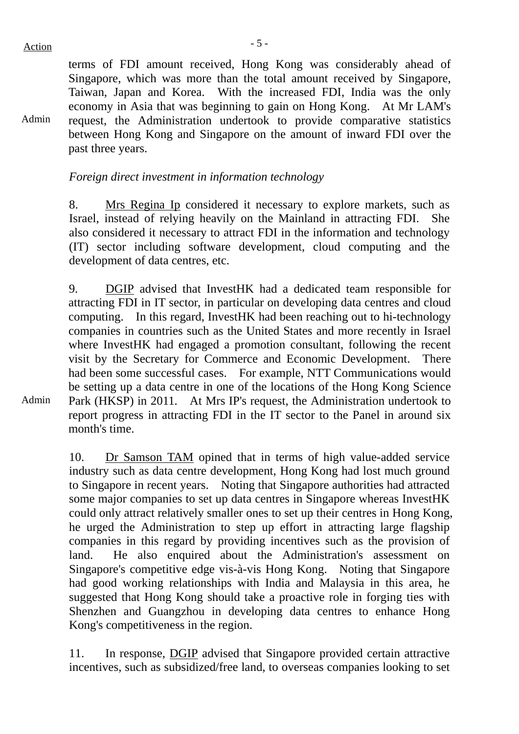Action

terms of FDI amount received, Hong Kong was considerably ahead of Singapore, which was more than the total amount received by Singapore, Taiwan, Japan and Korea. With the increased FDI, India was the only economy in Asia that was beginning to gain on Hong Kong. At Mr LAM's request, the Administration undertook to provide comparative statistics between Hong Kong and Singapore on the amount of inward FDI over the past three years.

Admin

*Foreign direct investment in information technology*

8. Mrs Regina Ip considered it necessary to explore markets, such as Israel, instead of relying heavily on the Mainland in attracting FDI. She also considered it necessary to attract FDI in the information and technology (IT) sector including software development, cloud computing and the development of data centres, etc.

9. DGIP advised that InvestHK had a dedicated team responsible for attracting FDI in IT sector, in particular on developing data centres and cloud computing. In this regard, InvestHK had been reaching out to hi-technology companies in countries such as the United States and more recently in Israel where InvestHK had engaged a promotion consultant, following the recent visit by the Secretary for Commerce and Economic Development. There had been some successful cases. For example, NTT Communications would be setting up a data centre in one of the locations of the Hong Kong Science Park (HKSP) in 2011. At Mrs IP's request, the Administration undertook to report progress in attracting FDI in the IT sector to the Panel in around six month's time.

Admin

10. Dr Samson TAM opined that in terms of high value-added service industry such as data centre development, Hong Kong had lost much ground to Singapore in recent years. Noting that Singapore authorities had attracted some major companies to set up data centres in Singapore whereas InvestHK could only attract relatively smaller ones to set up their centres in Hong Kong, he urged the Administration to step up effort in attracting large flagship companies in this regard by providing incentives such as the provision of land. He also enquired about the Administration's assessment on Singapore's competitive edge vis-à-vis Hong Kong. Noting that Singapore had good working relationships with India and Malaysia in this area, he suggested that Hong Kong should take a proactive role in forging ties with Shenzhen and Guangzhou in developing data centres to enhance Hong Kong's competitiveness in the region.

11. In response, DGIP advised that Singapore provided certain attractive incentives, such as subsidized/free land, to overseas companies looking to set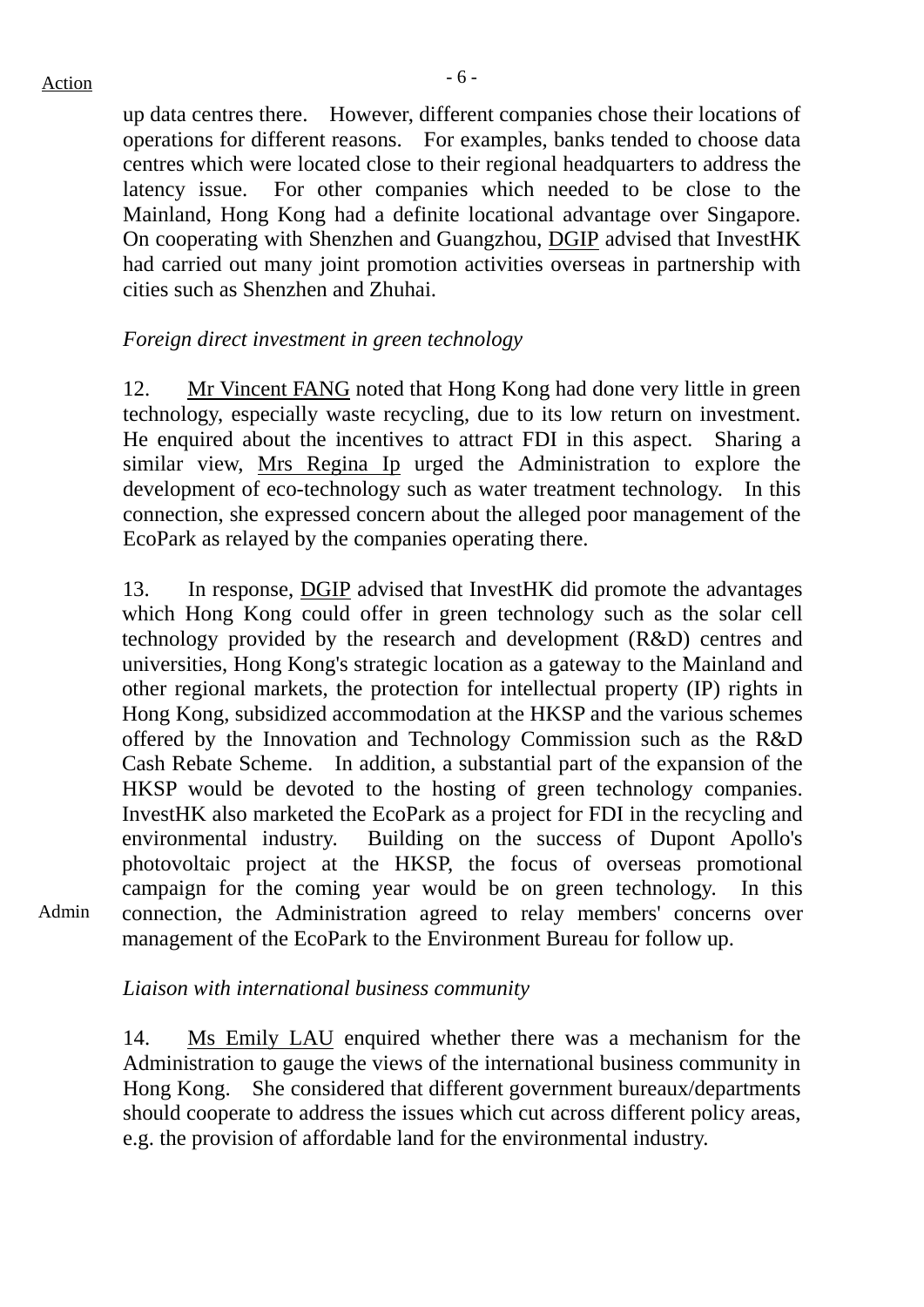up data centres there. However, different companies chose their locations of operations for different reasons. For examples, banks tended to choose data centres which were located close to their regional headquarters to address the latency issue. For other companies which needed to be close to the Mainland, Hong Kong had a definite locational advantage over Singapore. On cooperating with Shenzhen and Guangzhou, DGIP advised that InvestHK had carried out many joint promotion activities overseas in partnership with cities such as Shenzhen and Zhuhai.

*Foreign direct investment in green technology*

12. Mr Vincent FANG noted that Hong Kong had done very little in green technology, especially waste recycling, due to its low return on investment. He enquired about the incentives to attract FDI in this aspect. Sharing a similar view, Mrs Regina Ip urged the Administration to explore the development of eco-technology such as water treatment technology. In this connection, she expressed concern about the alleged poor management of the EcoPark as relayed by the companies operating there.

13. In response, DGIP advised that InvestHK did promote the advantages which Hong Kong could offer in green technology such as the solar cell technology provided by the research and development (R&D) centres and universities, Hong Kong's strategic location as a gateway to the Mainland and other regional markets, the protection for intellectual property (IP) rights in Hong Kong, subsidized accommodation at the HKSP and the various schemes offered by the Innovation and Technology Commission such as the R&D Cash Rebate Scheme. In addition, a substantial part of the expansion of the HKSP would be devoted to the hosting of green technology companies. InvestHK also marketed the EcoPark as a project for FDI in the recycling and environmental industry. Building on the success of Dupont Apollo's photovoltaic project at the HKSP, the focus of overseas promotional campaign for the coming year would be on green technology. In this connection, the Administration agreed to relay members' concerns over management of the EcoPark to the Environment Bureau for follow up.

Action: Admin

*Liaison with international business community*

14. Ms Emily LAU enquired whether there was a mechanism for the Administration to gauge the views of the international business community in Hong Kong. She considered that different government bureaux/departments should cooperate to address the issues which cut across different policy areas, e.g. the provision of affordable land for the environmental industry.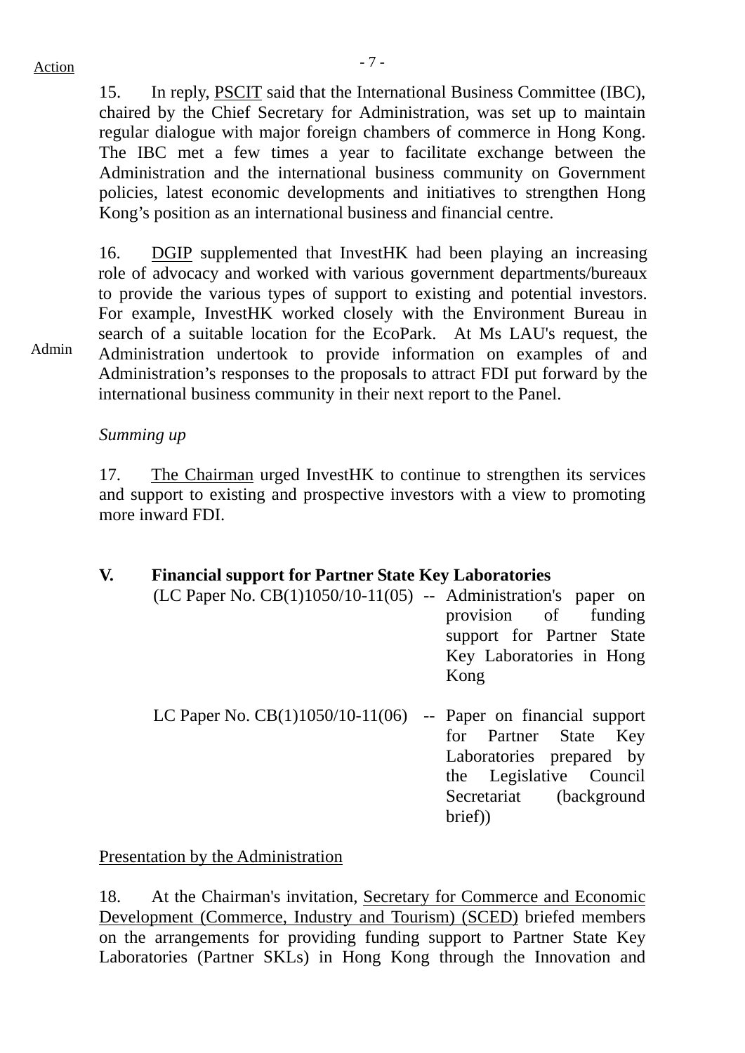Action

15. In reply, PSCIT said that the International Business Committee (IBC), chaired by the Chief Secretary for Administration, was set up to maintain regular dialogue with major foreign chambers of commerce in Hong Kong. The IBC met a few times a year to facilitate exchange between the Administration and the international business community on Government policies, latest economic developments and initiatives to strengthen Hong Kong's position as an international business and financial centre.

16. DGIP supplemented that InvestHK had been playing an increasing role of advocacy and worked with various government departments/bureaux to provide the various types of support to existing and potential investors. For example, InvestHK worked closely with the Environment Bureau in search of a suitable location for the EcoPark. At Ms LAU's request, the Administration undertook to provide information on examples of and Administration's responses to the proposals to attract FDI put forward by the international business community in their next report to the Panel.

Admin

*Summing up*

17. The Chairman urged InvestHK to continue to strengthen its services and support to existing and prospective investors with a view to promoting more inward FDI.

## V. Financial support for Partner State Key Laboratories

(LC Paper No. CB(1)1050/10-11(05) -- Administration's paper on provision of funding support for Partner State Key Laboratories in Hong Kong

LC Paper No. CB(1)1050/10-11(06) -- Paper on financial support for Partner State Key Laboratories prepared by the Legislative Council Secretariat (background brief))

Presentation by the Administration

18. At the Chairman's invitation, Secretary for Commerce and Economic Development (Commerce, Industry and Tourism) (SCED) briefed members on the arrangements for providing funding support to Partner State Key Laboratories (Partner SKLs) in Hong Kong through the Innovation and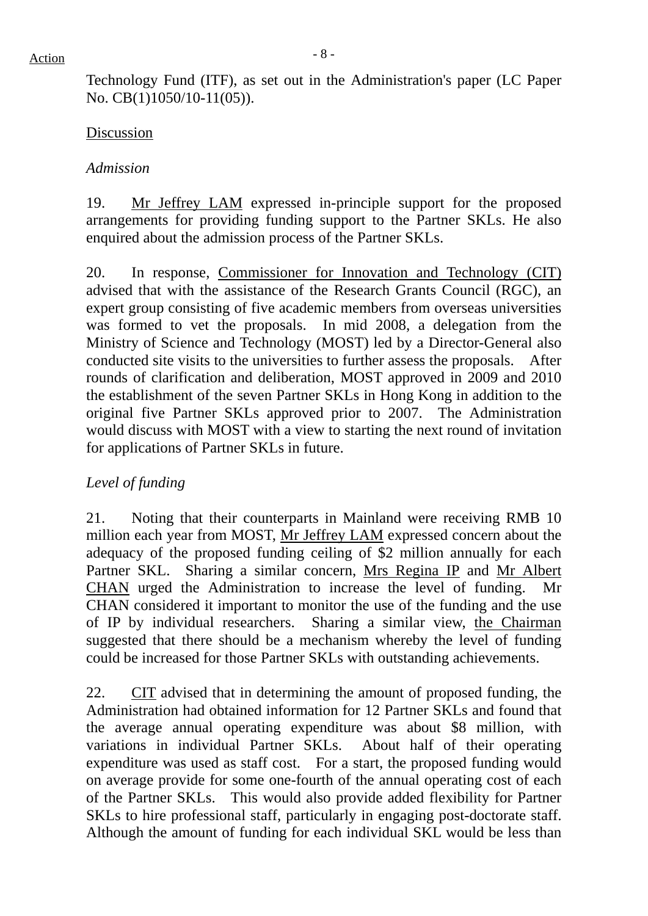Action

Technology Fund (ITF), as set out in the Administration's paper (LC Paper No. CB(1)1050/10-11(05)).

Discussion

*Admission*

19. Mr Jeffrey LAM expressed in-principle support for the proposed arrangements for providing funding support to the Partner SKLs. He also enquired about the admission process of the Partner SKLs.

20. In response, Commissioner for Innovation and Technology (CIT) advised that with the assistance of the Research Grants Council (RGC), an expert group consisting of five academic members from overseas universities was formed to vet the proposals. In mid 2008, a delegation from the Ministry of Science and Technology (MOST) led by a Director-General also conducted site visits to the universities to further assess the proposals. After rounds of clarification and deliberation, MOST approved in 2009 and 2010 the establishment of the seven Partner SKLs in Hong Kong in addition to the original five Partner SKLs approved prior to 2007. The Administration would discuss with MOST with a view to starting the next round of invitation for applications of Partner SKLs in future.

*Level of funding*

21. Noting that their counterparts in Mainland were receiving RMB 10 million each year from MOST, Mr Jeffrey LAM expressed concern about the adequacy of the proposed funding ceiling of $2 million annually for each Partner SKL. Sharing a similar concern, Mrs Regina IP and Mr Albert CHAN urged the Administration to increase the level of funding. Mr CHAN considered it important to monitor the use of the funding and the use of IP by individual researchers. Sharing a similar view, the Chairman suggested that there should be a mechanism whereby the level of funding could be increased for those Partner SKLs with outstanding achievements.

22. CIT advised that in determining the amount of proposed funding, the Administration had obtained information for 12 Partner SKLs and found that the average annual operating expenditure was about $8 million, with variations in individual Partner SKLs. About half of their operating expenditure was used as staff cost. For a start, the proposed funding would on average provide for some one-fourth of the annual operating cost of each of the Partner SKLs. This would also provide added flexibility for Partner SKLs to hire professional staff, particularly in engaging post-doctorate staff. Although the amount of funding for each individual SKL would be less than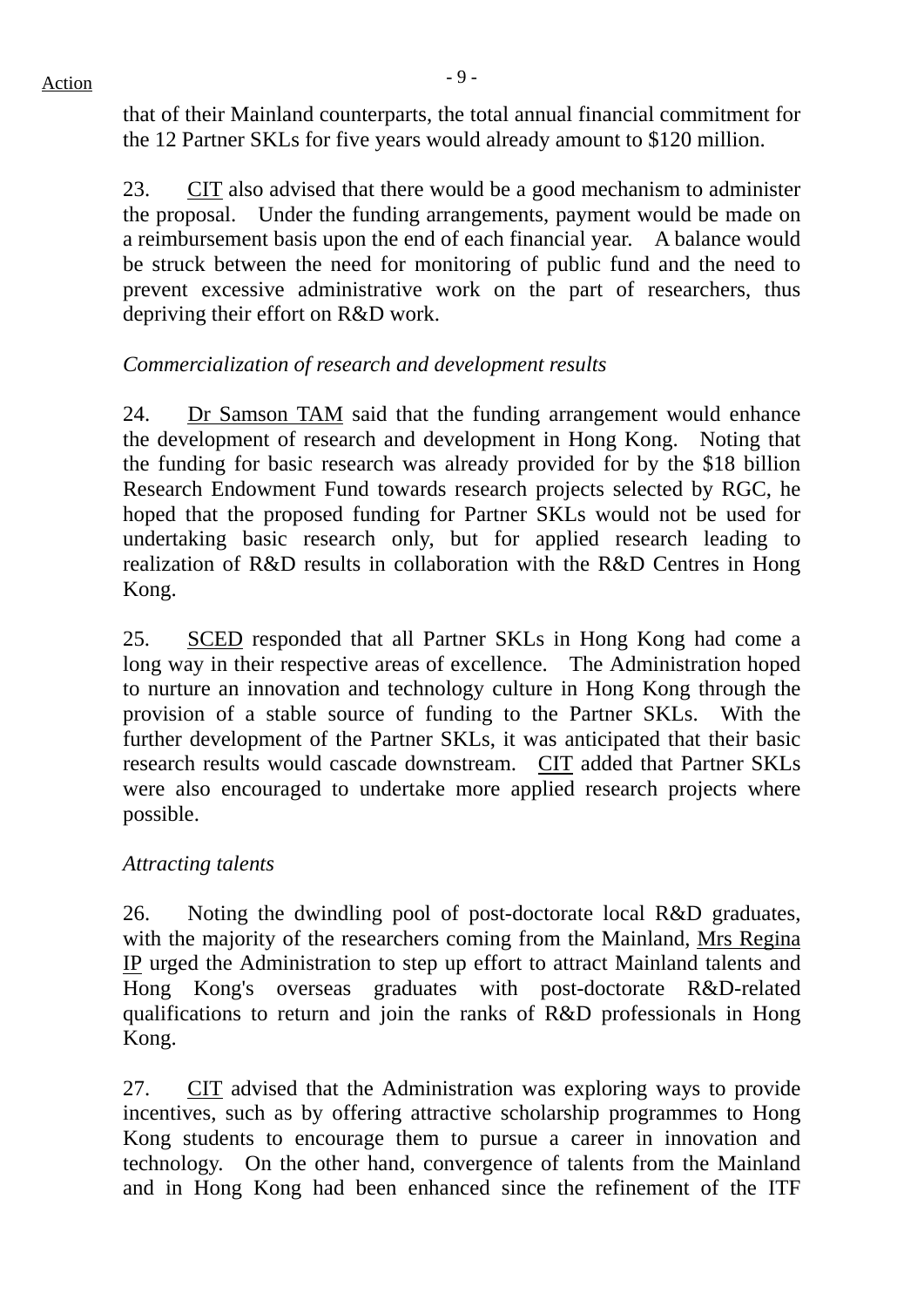that of their Mainland counterparts, the total annual financial commitment for the 12 Partner SKLs for five years would already amount to $120 million.

23. CIT also advised that there would be a good mechanism to administer the proposal. Under the funding arrangements, payment would be made on a reimbursement basis upon the end of each financial year. A balance would be struck between the need for monitoring of public fund and the need to prevent excessive administrative work on the part of researchers, thus depriving their effort on R&D work.

*Commercialization of research and development results*

24. Dr Samson TAM said that the funding arrangement would enhance the development of research and development in Hong Kong. Noting that the funding for basic research was already provided for by the $18 billion Research Endowment Fund towards research projects selected by RGC, he hoped that the proposed funding for Partner SKLs would not be used for undertaking basic research only, but for applied research leading to realization of R&D results in collaboration with the R&D Centres in Hong Kong.

25. SCED responded that all Partner SKLs in Hong Kong had come a long way in their respective areas of excellence. The Administration hoped to nurture an innovation and technology culture in Hong Kong through the provision of a stable source of funding to the Partner SKLs. With the further development of the Partner SKLs, it was anticipated that their basic research results would cascade downstream. CIT added that Partner SKLs were also encouraged to undertake more applied research projects where possible.

*Attracting talents*

26. Noting the dwindling pool of post-doctorate local R&D graduates, with the majority of the researchers coming from the Mainland, Mrs Regina IP urged the Administration to step up effort to attract Mainland talents and Hong Kong's overseas graduates with post-doctorate R&D-related qualifications to return and join the ranks of R&D professionals in Hong Kong.

27. CIT advised that the Administration was exploring ways to provide incentives, such as by offering attractive scholarship programmes to Hong Kong students to encourage them to pursue a career in innovation and technology. On the other hand, convergence of talents from the Mainland and in Hong Kong had been enhanced since the refinement of the ITF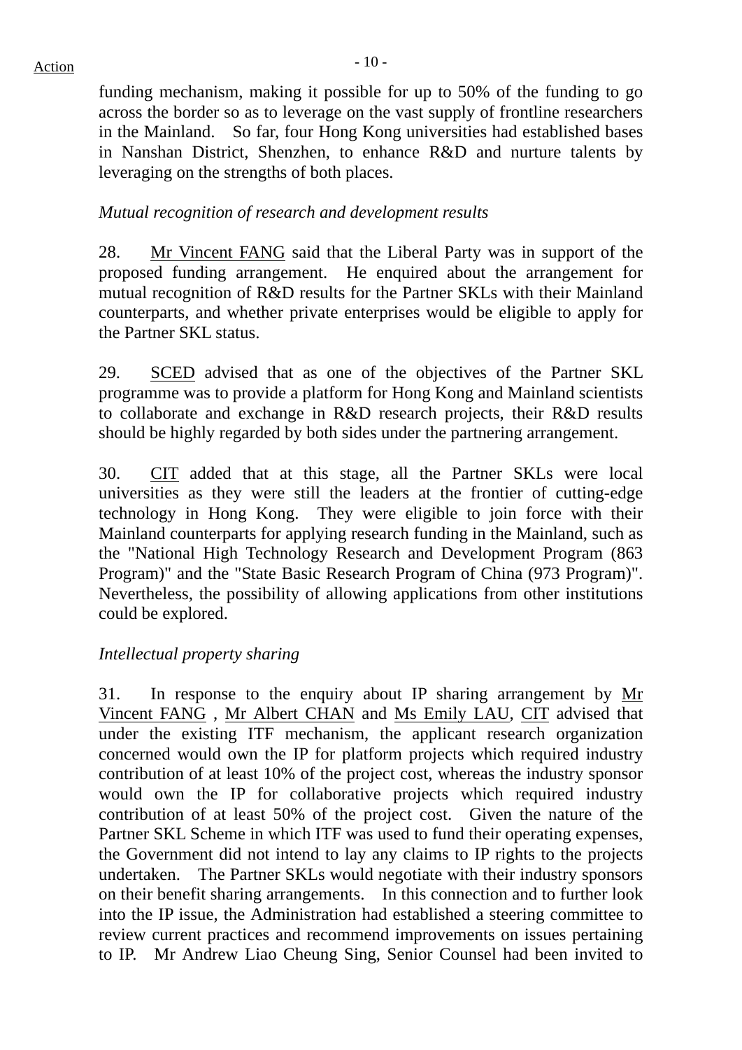funding mechanism, making it possible for up to 50% of the funding to go across the border so as to leverage on the vast supply of frontline researchers in the Mainland. So far, four Hong Kong universities had established bases in Nanshan District, Shenzhen, to enhance R&D and nurture talents by leveraging on the strengths of both places.

*Mutual recognition of research and development results*

28. Mr Vincent FANG said that the Liberal Party was in support of the proposed funding arrangement. He enquired about the arrangement for mutual recognition of R&D results for the Partner SKLs with their Mainland counterparts, and whether private enterprises would be eligible to apply for the Partner SKL status.

29. SCED advised that as one of the objectives of the Partner SKL programme was to provide a platform for Hong Kong and Mainland scientists to collaborate and exchange in R&D research projects, their R&D results should be highly regarded by both sides under the partnering arrangement.

30. CIT added that at this stage, all the Partner SKLs were local universities as they were still the leaders at the frontier of cutting-edge technology in Hong Kong. They were eligible to join force with their Mainland counterparts for applying research funding in the Mainland, such as the "National High Technology Research and Development Program (863 Program)" and the "State Basic Research Program of China (973 Program)". Nevertheless, the possibility of allowing applications from other institutions could be explored.

*Intellectual property sharing*

31. In response to the enquiry about IP sharing arrangement by Mr Vincent FANG , Mr Albert CHAN and Ms Emily LAU, CIT advised that under the existing ITF mechanism, the applicant research organization concerned would own the IP for platform projects which required industry contribution of at least 10% of the project cost, whereas the industry sponsor would own the IP for collaborative projects which required industry contribution of at least 50% of the project cost. Given the nature of the Partner SKL Scheme in which ITF was used to fund their operating expenses, the Government did not intend to lay any claims to IP rights to the projects undertaken. The Partner SKLs would negotiate with their industry sponsors on their benefit sharing arrangements. In this connection and to further look into the IP issue, the Administration had established a steering committee to review current practices and recommend improvements on issues pertaining to IP. Mr Andrew Liao Cheung Sing, Senior Counsel had been invited to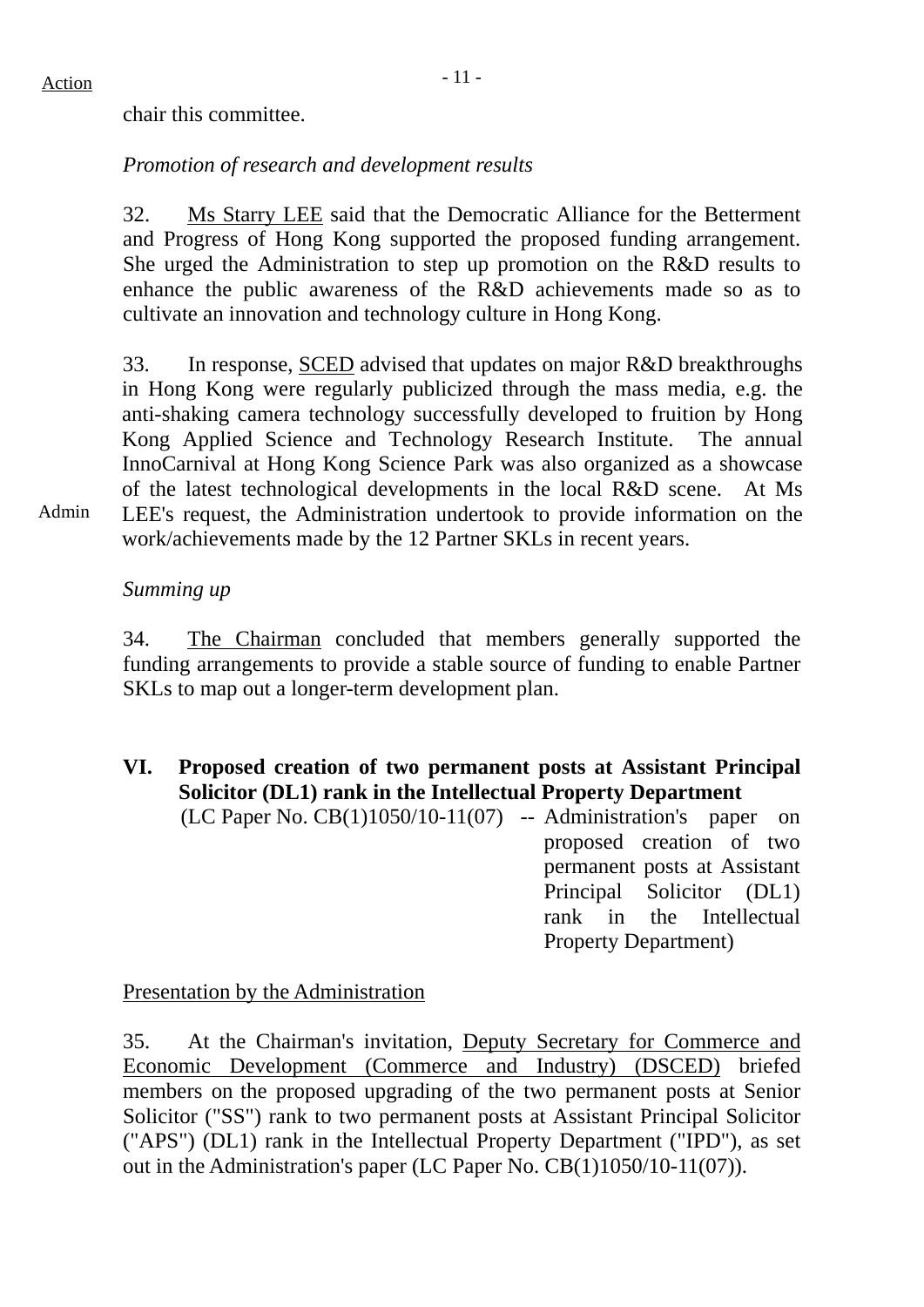Action

chair this committee.

*Promotion of research and development results*

32. Ms Starry LEE said that the Democratic Alliance for the Betterment and Progress of Hong Kong supported the proposed funding arrangement. She urged the Administration to step up promotion on the R&D results to enhance the public awareness of the R&D achievements made so as to cultivate an innovation and technology culture in Hong Kong.

33. In response, SCED advised that updates on major R&D breakthroughs in Hong Kong were regularly publicized through the mass media, e.g. the anti-shaking camera technology successfully developed to fruition by Hong Kong Applied Science and Technology Research Institute. The annual InnoCarnival at Hong Kong Science Park was also organized as a showcase of the latest technological developments in the local R&D scene. At Ms LEE's request, the Administration undertook to provide information on the work/achievements made by the 12 Partner SKLs in recent years.

Admin

*Summing up*

34. The Chairman concluded that members generally supported the funding arrangements to provide a stable source of funding to enable Partner SKLs to map out a longer-term development plan.

## VI. Proposed creation of two permanent posts at Assistant Principal Solicitor (DL1) rank in the Intellectual Property Department

(LC Paper No. CB(1)1050/10-11(07) -- Administration's paper on proposed creation of two permanent posts at Assistant Principal Solicitor (DL1) rank in the Intellectual Property Department)

Presentation by the Administration

35. At the Chairman's invitation, Deputy Secretary for Commerce and Economic Development (Commerce and Industry) (DSCED) briefed members on the proposed upgrading of the two permanent posts at Senior Solicitor ("SS") rank to two permanent posts at Assistant Principal Solicitor ("APS") (DL1) rank in the Intellectual Property Department ("IPD"), as set out in the Administration's paper (LC Paper No. CB(1)1050/10-11(07)).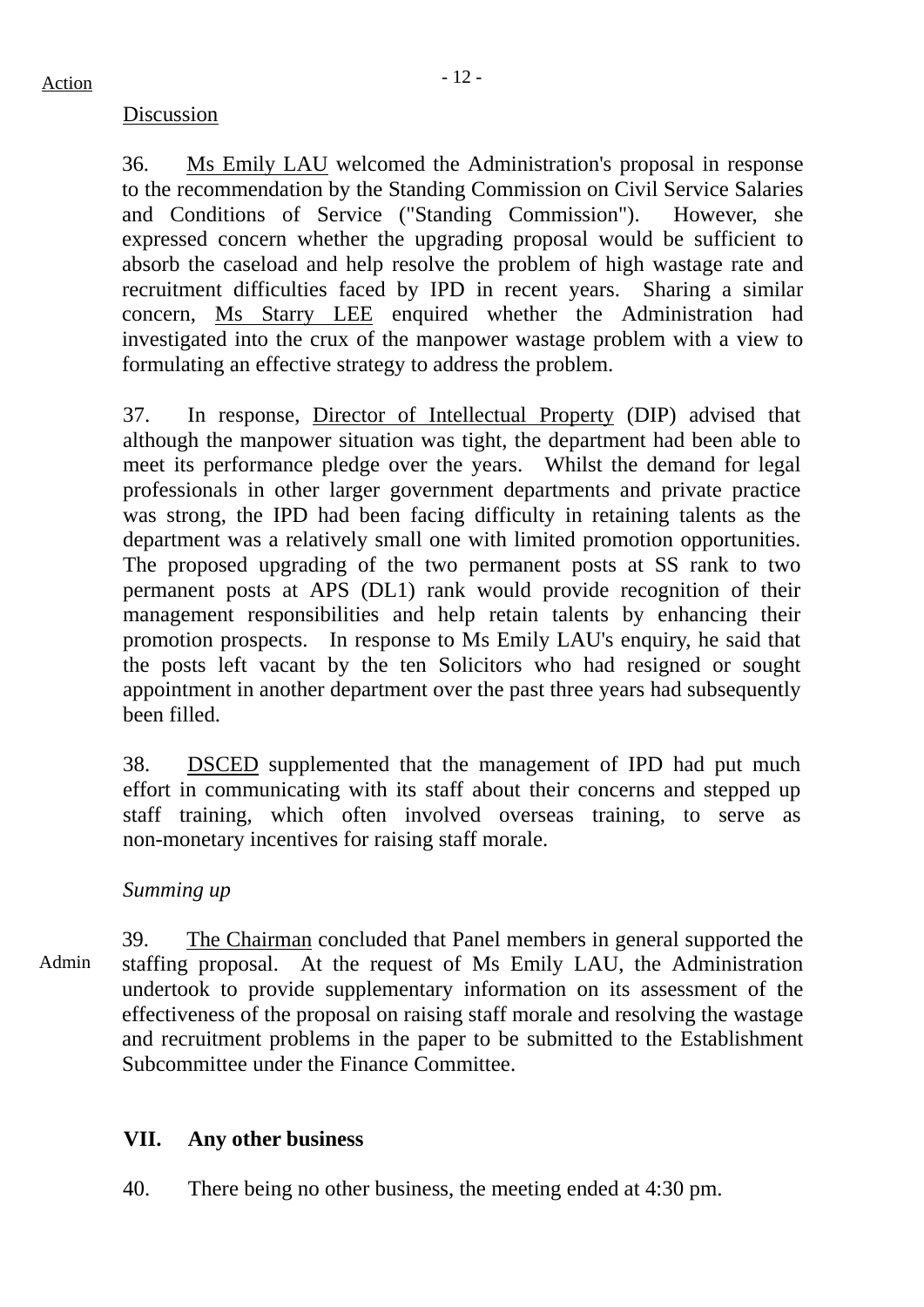Action

Discussion

36. Ms Emily LAU welcomed the Administration's proposal in response to the recommendation by the Standing Commission on Civil Service Salaries and Conditions of Service ("Standing Commission"). However, she expressed concern whether the upgrading proposal would be sufficient to absorb the caseload and help resolve the problem of high wastage rate and recruitment difficulties faced by IPD in recent years. Sharing a similar concern, Ms Starry LEE enquired whether the Administration had investigated into the crux of the manpower wastage problem with a view to formulating an effective strategy to address the problem.

37. In response, Director of Intellectual Property (DIP) advised that although the manpower situation was tight, the department had been able to meet its performance pledge over the years. Whilst the demand for legal professionals in other larger government departments and private practice was strong, the IPD had been facing difficulty in retaining talents as the department was a relatively small one with limited promotion opportunities. The proposed upgrading of the two permanent posts at SS rank to two permanent posts at APS (DL1) rank would provide recognition of their management responsibilities and help retain talents by enhancing their promotion prospects. In response to Ms Emily LAU's enquiry, he said that the posts left vacant by the ten Solicitors who had resigned or sought appointment in another department over the past three years had subsequently been filled.

38. DSCED supplemented that the management of IPD had put much effort in communicating with its staff about their concerns and stepped up staff training, which often involved overseas training, to serve as non-monetary incentives for raising staff morale.

*Summing up*

Admin

39. The Chairman concluded that Panel members in general supported the staffing proposal. At the request of Ms Emily LAU, the Administration undertook to provide supplementary information on its assessment of the effectiveness of the proposal on raising staff morale and resolving the wastage and recruitment problems in the paper to be submitted to the Establishment Subcommittee under the Finance Committee.

## VII. Any other business

40. There being no other business, the meeting ended at 4:30 pm.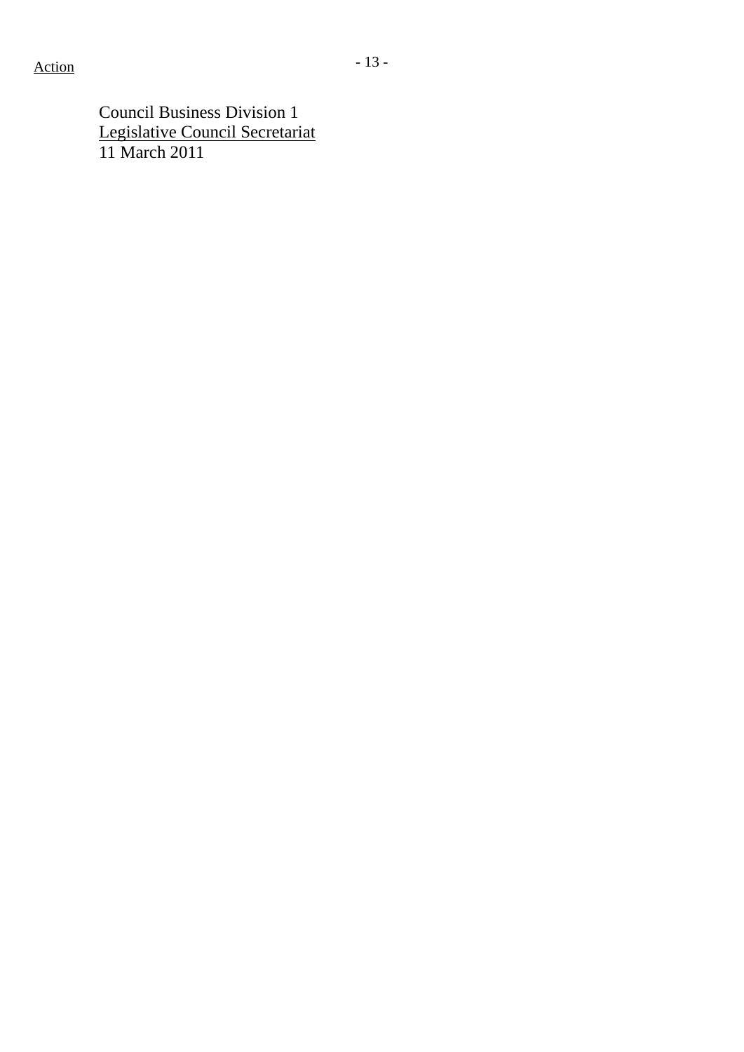Council Business Division 1
Legislative Council Secretariat
11 March 2011